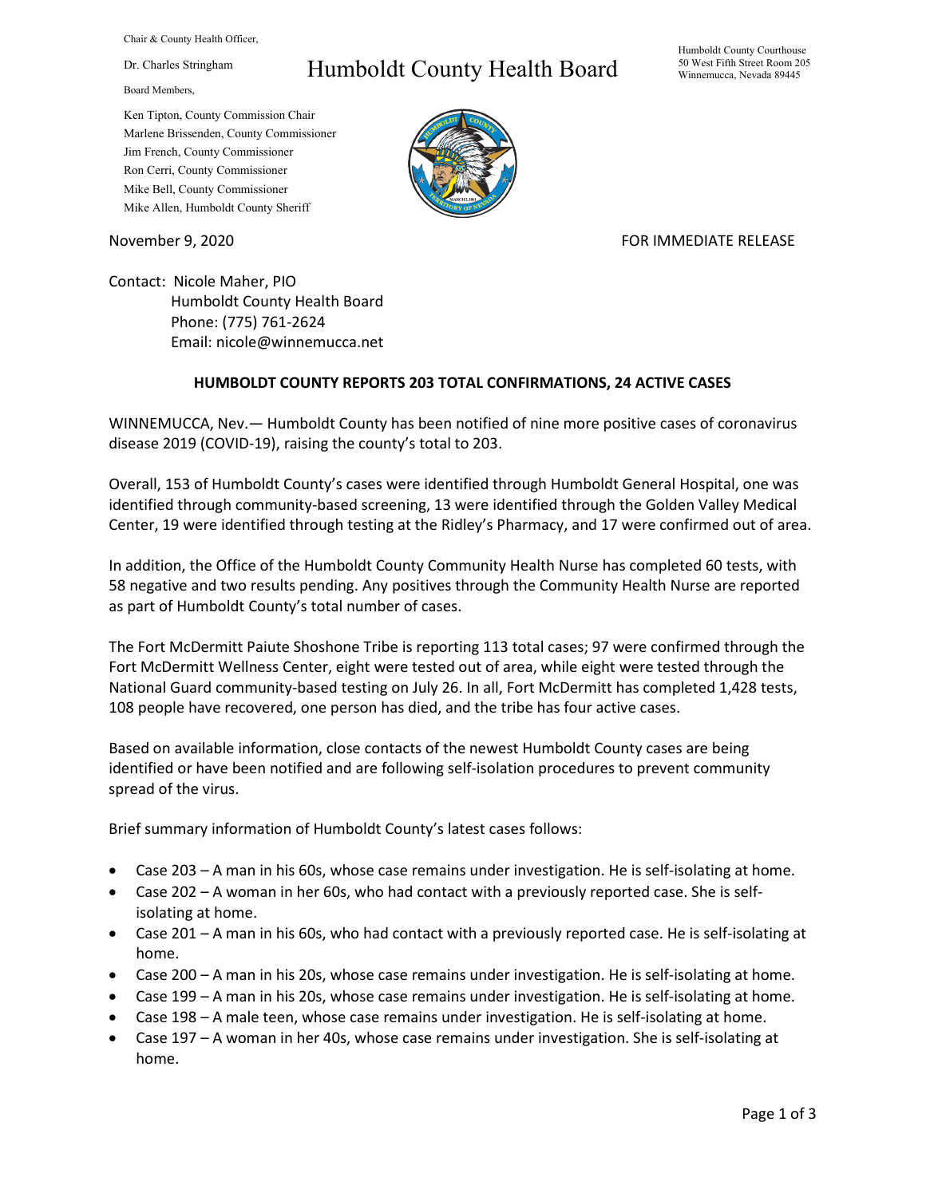Chair & County Health Officer,

Dr. Charles Stringham

Board Members,

Ken Tipton, County Commission Chair
Marlene Brissenden, County Commissioner
Jim French, County Commissioner
Ron Cerri, County Commissioner
Mike Bell, County Commissioner
Mike Allen, Humboldt County Sheriff

# Humboldt County Health Board

Humboldt County Courthouse
50 West Fifth Street Room 205
Winnemucca, Nevada 89445

November 9, 2020

FOR IMMEDIATE RELEASE

Contact: Nicole Maher, PIO
Humboldt County Health Board
Phone: (775) 761-2624
Email: nicole@winnemucca.net

**HUMBOLDT COUNTY REPORTS 203 TOTAL CONFIRMATIONS, 24 ACTIVE CASES**

WINNEMUCCA, Nev.— Humboldt County has been notified of nine more positive cases of coronavirus disease 2019 (COVID-19), raising the county's total to 203.

Overall, 153 of Humboldt County's cases were identified through Humboldt General Hospital, one was identified through community-based screening, 13 were identified through the Golden Valley Medical Center, 19 were identified through testing at the Ridley's Pharmacy, and 17 were confirmed out of area.

In addition, the Office of the Humboldt County Community Health Nurse has completed 60 tests, with 58 negative and two results pending. Any positives through the Community Health Nurse are reported as part of Humboldt County's total number of cases.

The Fort McDermitt Paiute Shoshone Tribe is reporting 113 total cases; 97 were confirmed through the Fort McDermitt Wellness Center, eight were tested out of area, while eight were tested through the National Guard community-based testing on July 26. In all, Fort McDermitt has completed 1,428 tests, 108 people have recovered, one person has died, and the tribe has four active cases.

Based on available information, close contacts of the newest Humboldt County cases are being identified or have been notified and are following self-isolation procedures to prevent community spread of the virus.

Brief summary information of Humboldt County's latest cases follows:

- Case 203 – A man in his 60s, whose case remains under investigation. He is self-isolating at home.
- Case 202 – A woman in her 60s, who had contact with a previously reported case. She is self-isolating at home.
- Case 201 – A man in his 60s, who had contact with a previously reported case. He is self-isolating at home.
- Case 200 – A man in his 20s, whose case remains under investigation. He is self-isolating at home.
- Case 199 – A man in his 20s, whose case remains under investigation. He is self-isolating at home.
- Case 198 – A male teen, whose case remains under investigation. He is self-isolating at home.
- Case 197 – A woman in her 40s, whose case remains under investigation. She is self-isolating at home.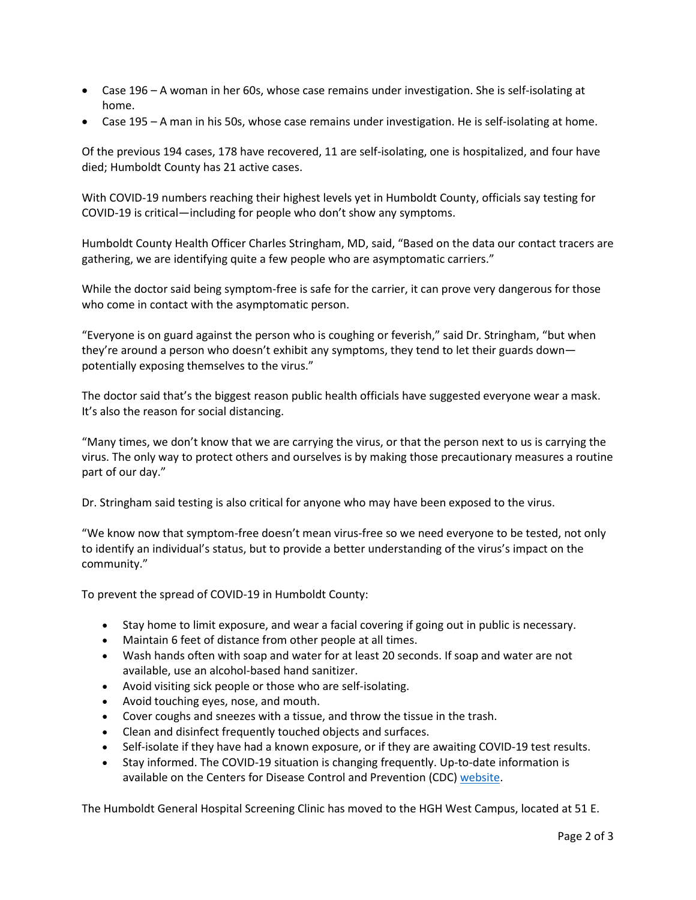- Case 196 – A woman in her 60s, whose case remains under investigation. She is self-isolating at home.
- Case 195 – A man in his 50s, whose case remains under investigation. He is self-isolating at home.

Of the previous 194 cases, 178 have recovered, 11 are self-isolating, one is hospitalized, and four have died; Humboldt County has 21 active cases.

With COVID-19 numbers reaching their highest levels yet in Humboldt County, officials say testing for COVID-19 is critical—including for people who don't show any symptoms.

Humboldt County Health Officer Charles Stringham, MD, said, "Based on the data our contact tracers are gathering, we are identifying quite a few people who are asymptomatic carriers."

While the doctor said being symptom-free is safe for the carrier, it can prove very dangerous for those who come in contact with the asymptomatic person.

"Everyone is on guard against the person who is coughing or feverish," said Dr. Stringham, "but when they're around a person who doesn't exhibit any symptoms, they tend to let their guards down—potentially exposing themselves to the virus."

The doctor said that's the biggest reason public health officials have suggested everyone wear a mask. It's also the reason for social distancing.

"Many times, we don't know that we are carrying the virus, or that the person next to us is carrying the virus. The only way to protect others and ourselves is by making those precautionary measures a routine part of our day."

Dr. Stringham said testing is also critical for anyone who may have been exposed to the virus.

"We know now that symptom-free doesn't mean virus-free so we need everyone to be tested, not only to identify an individual's status, but to provide a better understanding of the virus's impact on the community."

To prevent the spread of COVID-19 in Humboldt County:

- Stay home to limit exposure, and wear a facial covering if going out in public is necessary.
- Maintain 6 feet of distance from other people at all times.
- Wash hands often with soap and water for at least 20 seconds. If soap and water are not available, use an alcohol-based hand sanitizer.
- Avoid visiting sick people or those who are self-isolating.
- Avoid touching eyes, nose, and mouth.
- Cover coughs and sneezes with a tissue, and throw the tissue in the trash.
- Clean and disinfect frequently touched objects and surfaces.
- Self-isolate if they have had a known exposure, or if they are awaiting COVID-19 test results.
- Stay informed. The COVID-19 situation is changing frequently. Up-to-date information is available on the Centers for Disease Control and Prevention (CDC) website.

The Humboldt General Hospital Screening Clinic has moved to the HGH West Campus, located at 51 E.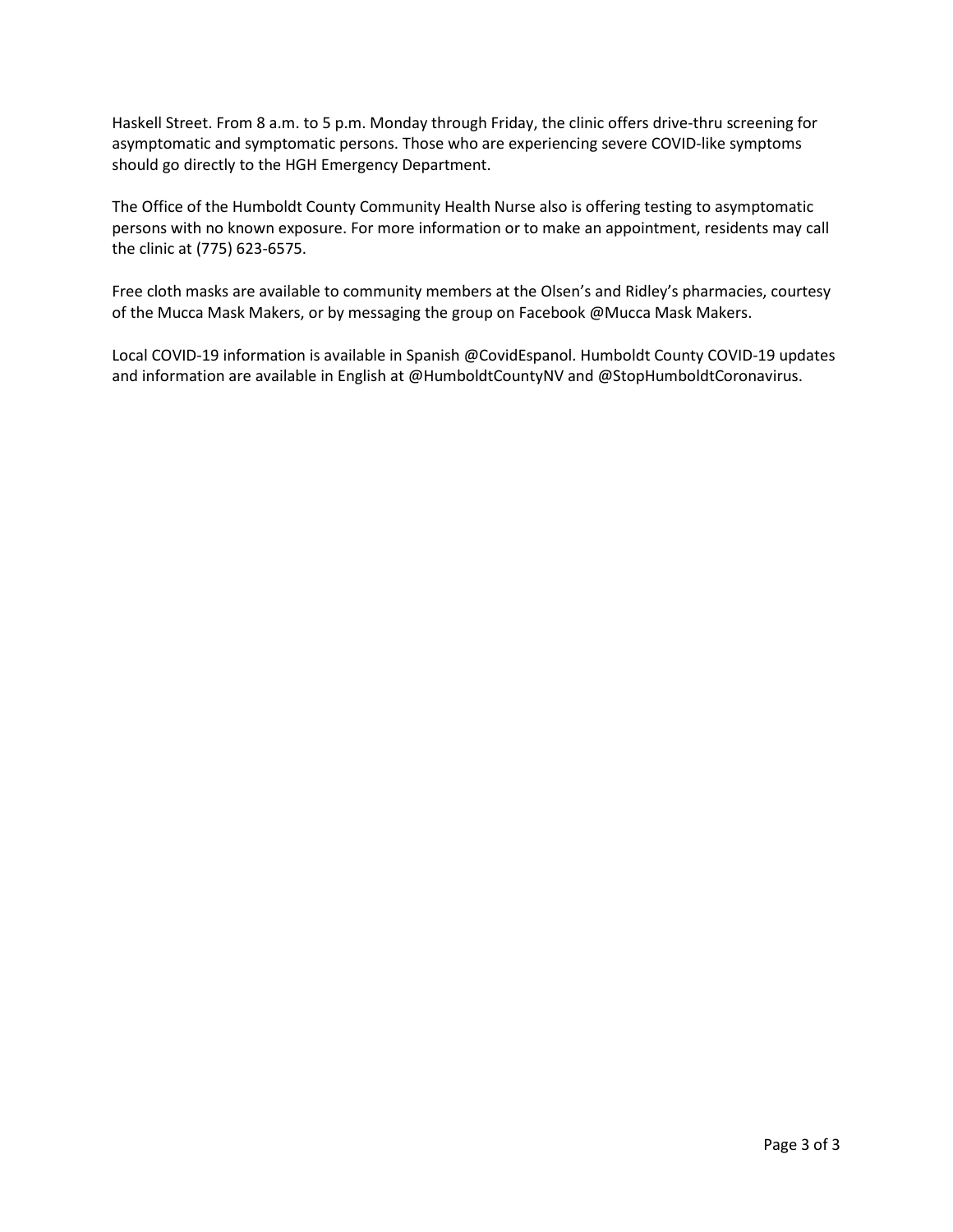Haskell Street. From 8 a.m. to 5 p.m. Monday through Friday, the clinic offers drive-thru screening for asymptomatic and symptomatic persons. Those who are experiencing severe COVID-like symptoms should go directly to the HGH Emergency Department.

The Office of the Humboldt County Community Health Nurse also is offering testing to asymptomatic persons with no known exposure. For more information or to make an appointment, residents may call the clinic at (775) 623-6575.

Free cloth masks are available to community members at the Olsen's and Ridley's pharmacies, courtesy of the Mucca Mask Makers, or by messaging the group on Facebook @Mucca Mask Makers.

Local COVID-19 information is available in Spanish @CovidEspanol. Humboldt County COVID-19 updates and information are available in English at @HumboldtCountyNV and @StopHumboldtCoronavirus.